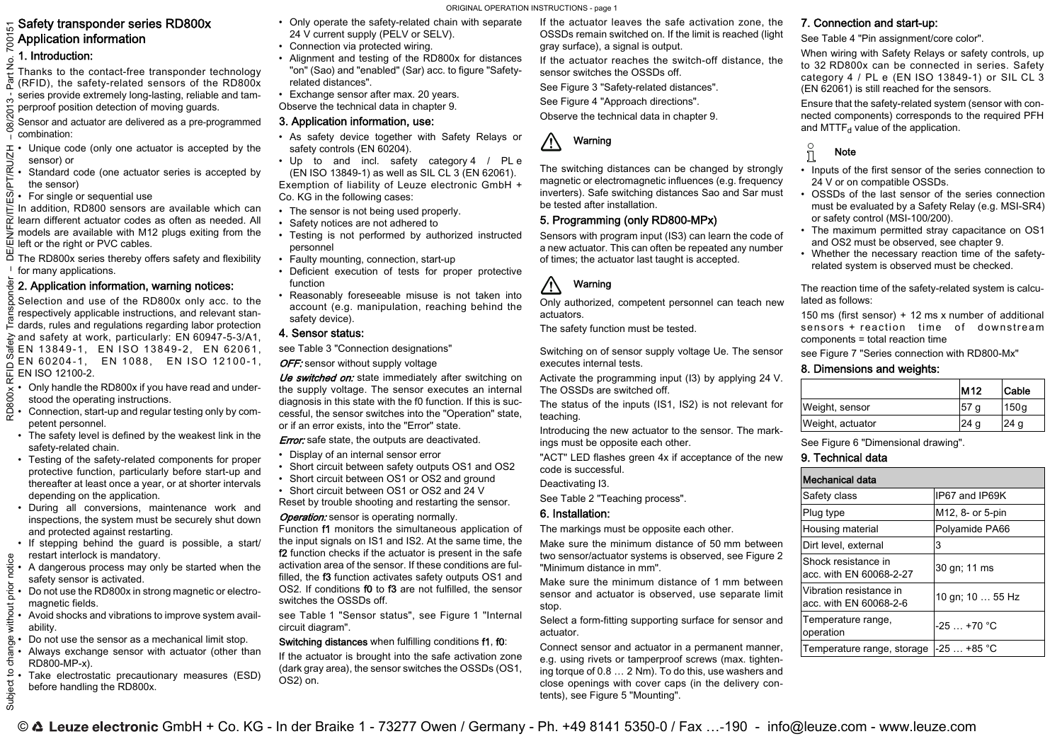# Safety transponder series RD800x

## Application information

## 1. Introduction:

Thanks to the contact-free transponder technology (RFID), the safety-related sensors of the RD800x series provide extremely long-lasting, reliable and tamperproof position detection of moving guards.

Sensor and actuator are delivered as a pre-programmed combination:

- Unique code (only one actuator is accepted by the sensor) or
- Standard code (one actuator series is accepted by the sensor)
- For single or sequential use

In addition, RD800 sensors are available which can learn different actuator codes as often as needed. All models are available with M12 plugs exiting from the left or the right or PVC cables.

The RD800x series thereby offers safety and flexibility for many applications.

## 2. Application information, warning notices:

Selection and use of the RD800x only acc. to the respectively applicable instructions, and relevant standards, rules and regulations regarding labor protection and safety at work, particularly: EN 60947-5-3/A1, EN 13849-1, EN ISO 13849-2, EN 62061, EN 60204-1, EN 1088, EN ISO 12100-1, EN ISO 12100-2.

- Only handle the RD800x if you have read and understood the operating instructions.
- Connection, start-up and regular testing only by competent personnel.
- The safety level is defined by the weakest link in the safety-related chain.
- Testing of the safety-related components for proper protective function, particularly before start-up and thereafter at least once a year, or at shorter intervals depending on the application.
- During all conversions, maintenance work and inspections, the system must be securely shut down and protected against restarting.
- If stepping behind the guard is possible, a start/restart interlock is mandatory.
- A dangerous process may only be started when the safety sensor is activated.
- Do not use the RD800x in strong magnetic or electromagnetic fields.
- Avoid shocks and vibrations to improve system availability.
- Do not use the sensor as a mechanical limit stop.
- Always exchange sensor with actuator (other than RD800-MP-x).
- Take electrostatic precautionary measures (ESD) before handling the RD800x.
- Only operate the safety-related chain with separate 24 V current supply (PELV or SELV).
- Connection via protected wiring.
- Alignment and testing of the RD800x for distances "on" (Sao) and "enabled" (Sar) acc. to figure "Safety-related distances".
- Exchange sensor after max. 20 years.

Observe the technical data in chapter 9.

## 3. Application information, use:

- As safety device together with Safety Relays or safety controls (EN 60204).
- Up to and incl. safety category 4 / PL e (EN ISO 13849-1) as well as SIL CL 3 (EN 62061).

Exemption of liability of Leuze electronic GmbH + Co. KG in the following cases:

- The sensor is not being used properly.
- Safety notices are not adhered to
- Testing is not performed by authorized instructed personnel
- Faulty mounting, connection, start-up
- Deficient execution of tests for proper protective function
- Reasonably foreseeable misuse is not taken into account (e.g. manipulation, reaching behind the safety device).

## 4. Sensor status:

see Table 3 "Connection designations"

*OFF:* sensor without supply voltage

*Ue switched on:* state immediately after switching on the supply voltage. The sensor executes an internal diagnosis in this state with the f0 function. If this is successful, the sensor switches into the "Operation" state, or if an error exists, into the "Error" state.

*Error:* safe state, the outputs are deactivated.

- Display of an internal sensor error
- Short circuit between safety outputs OS1 and OS2
- Short circuit between OS1 or OS2 and ground
- Short circuit between OS1 or OS2 and 24 V

Reset by trouble shooting and restarting the sensor.

*Operation:* sensor is operating normally.

Function **f1** monitors the simultaneous application of the input signals on IS1 and IS2. At the same time, the **f2** function checks if the actuator is present in the safe activation area of the sensor. If these conditions are fulfilled, the **f3** function activates safety outputs OS1 and OS2. If conditions **f0** to **f3** are not fulfilled, the sensor switches the OSSDs off.

see Table 1 "Sensor status", see Figure 1 "Internal circuit diagram".

**Switching distances** when fulfilling conditions **f1**, **f0**:

If the actuator is brought into the safe activation zone (dark gray area), the sensor switches the OSSDs (OS1, OS2) on.

If the actuator leaves the safe activation zone, the OSSDs remain switched on. If the limit is reached (light gray surface), a signal is output.

If the actuator reaches the switch-off distance, the sensor switches the OSSDs off.

See Figure 3 "Safety-related distances".

See Figure 4 "Approach directions".

Observe the technical data in chapter 9.

**Warning**

The switching distances can be changed by strongly magnetic or electromagnetic influences (e.g. frequency inverters). Safe switching distances Sao and Sar must be tested after installation.

## 5. Programming (only RD800-MPx)

Sensors with program input (IS3) can learn the code of a new actuator. This can often be repeated any number of times; the actuator last taught is accepted.

**Warning**

Only authorized, competent personnel can teach new actuators.

The safety function must be tested.

Switching on of sensor supply voltage Ue. The sensor executes internal tests.

Activate the programming input (I3) by applying 24 V. The OSSDs are switched off.

The status of the inputs (IS1, IS2) is not relevant for teaching.

Introducing the new actuator to the sensor. The markings must be opposite each other.

"ACT" LED flashes green 4x if acceptance of the new code is successful.

Deactivating I3.

See Table 2 "Teaching process".

## 6. Installation:

The markings must be opposite each other.

Make sure the minimum distance of 50 mm between two sensor/actuator systems is observed, see Figure 2 "Minimum distance in mm".

Make sure the minimum distance of 1 mm between sensor and actuator is observed, use separate limit stop.

Select a form-fitting supporting surface for sensor and actuator.

Connect sensor and actuator in a permanent manner, e.g. using rivets or tamperproof screws (max. tightening torque of 0.8 … 2 Nm). To do this, use washers and close openings with cover caps (in the delivery contents), see Figure 5 "Mounting".

## 7. Connection and start-up:

See Table 4 "Pin assignment/core color".

When wiring with Safety Relays or safety controls, up to 32 RD800x can be connected in series. Safety category 4 / PL e (EN ISO 13849-1) or SIL CL 3 (EN 62061) is still reached for the sensors.

Ensure that the safety-related system (sensor with connected components) corresponds to the required PFH and $MTTF_d$ value of the application.

**Note**

- Inputs of the first sensor of the series connection to 24 V or on compatible OSSDs.
- OSSDs of the last sensor of the series connection must be evaluated by a Safety Relay (e.g. MSI-SR4) or safety control (MSI-100/200).
- The maximum permitted stray capacitance on OS1 and OS2 must be observed, see chapter 9.
- Whether the necessary reaction time of the safety-related system is observed must be checked.

The reaction time of the safety-related system is calculated as follows:

150 ms (first sensor) + 12 ms x number of additional sensors + reaction time of downstream components = total reaction time

see Figure 7 "Series connection with RD800-Mx"

## 8. Dimensions and weights:

| | M12 | Cable |
|---|---|---|
| Weight, sensor | 57 g | 150g |
| Weight, actuator | 24 g | 24 g |

See Figure 6 "Dimensional drawing".

## 9. Technical data

| Mechanical data | |
|---|---|
| Safety class | IP67 and IP69K |
| Plug type | M12, 8- or 5-pin |
| Housing material | Polyamide PA66 |
| Dirt level, external | 3 |
| Shock resistance in acc. with EN 60068-2-27 | 30 gn; 11 ms |
| Vibration resistance in acc. with EN 60068-2-6 | 10 gn; 10 … 55 Hz |
| Temperature range, operation | -25 … +70 °C |
| Temperature range, storage | -25 … +85 °C |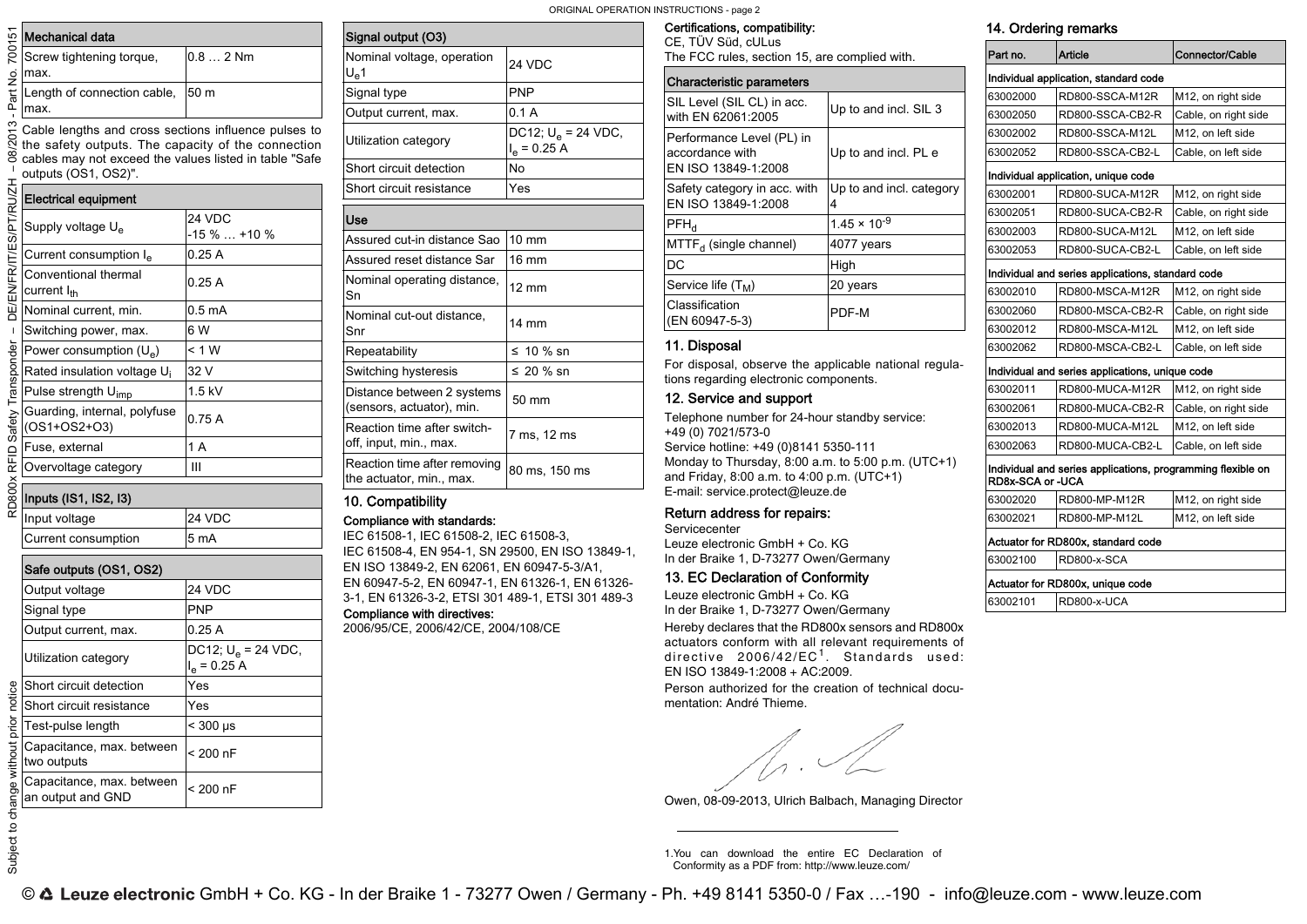| Mechanical data | |
|---|---|
| Screw tightening torque, max. | 0.8 … 2 Nm |
| Length of connection cable, max. | 50 m |

Cable lengths and cross sections influence pulses to the safety outputs. The capacity of the connection cables may not exceed the values listed in table "Safe outputs (OS1, OS2)".

| Electrical equipment | |
|---|---|
| Supply voltage $U_e$ | 24 VDC -15 % … +10 % |
| Current consumption $I_e$ | 0.25 A |
| Conventional thermal current $I_{th}$ | 0.25 A |
| Nominal current, min. | 0.5 mA |
| Switching power, max. | 6 W |
| Power consumption ($U_e$) | < 1 W |
| Rated insulation voltage $U_i$ | 32 V |
| Pulse strength $U_{imp}$ | 1.5 kV |
| Guarding, internal, polyfuse (OS1+OS2+O3) | 0.75 A |
| Fuse, external | 1 A |
| Overvoltage category | III |

| Inputs (IS1, IS2, I3) | |
|---|---|
| Input voltage | 24 VDC |
| Current consumption | 5 mA |

| Safe outputs (OS1, OS2) | |
|---|---|
| Output voltage | 24 VDC |
| Signal type | PNP |
| Output current, max. | 0.25 A |
| Utilization category | DC12; $U_e$ = 24 VDC, $I_e$ = 0.25 A |
| Short circuit detection | Yes |
| Short circuit resistance | Yes |
| Test-pulse length | < 300 µs |
| Capacitance, max. between two outputs | < 200 nF |
| Capacitance, max. between an output and GND | < 200 nF |

| Signal output (O3) | |
|---|---|
| Nominal voltage, operation $U_e$1 | 24 VDC |
| Signal type | PNP |
| Output current, max. | 0.1 A |
| Utilization category | DC12; $U_e$ = 24 VDC, $I_e$ = 0.25 A |
| Short circuit detection | No |
| Short circuit resistance | Yes |

| Use | |
|---|---|
| Assured cut-in distance Sao | 10 mm |
| Assured reset distance Sar | 16 mm |
| Nominal operating distance, Sn | 12 mm |
| Nominal cut-out distance, Snr | 14 mm |
| Repeatability | ≤ 10 % sn |
| Switching hysteresis | ≤ 20 % sn |
| Distance between 2 systems (sensors, actuator), min. | 50 mm |
| Reaction time after switch-off, input, min., max. | 7 ms, 12 ms |
| Reaction time after removing the actuator, min., max. | 80 ms, 150 ms |

## 10. Compatibility

**Compliance with standards:**

IEC 61508-1, IEC 61508-2, IEC 61508-3, IEC 61508-4, EN 954-1, SN 29500, EN ISO 13849-1, EN ISO 13849-2, EN 62061, EN 60947-5-3/A1, EN 60947-5-2, EN 60947-1, EN 61326-1, EN 61326-3-1, EN 61326-3-2, ETSI 301 489-1, ETSI 301 489-3

**Compliance with directives:**

2006/95/CE, 2006/42/CE, 2004/108/CE

**Certifications, compatibility:**

CE, TÜV Süd, cULus

The FCC rules, section 15, are complied with.

| Characteristic parameters | |
|---|---|
| SIL Level (SIL CL) in acc. with EN 62061:2005 | Up to and incl. SIL 3 |
| Performance Level (PL) in accordance with EN ISO 13849-1:2008 | Up to and incl. PL e |
| Safety category in acc. with EN ISO 13849-1:2008 | Up to and incl. category 4 |
| $PFH_d$ | $1.45 \times 10^{-9}$ |
| $MTTF_d$ (single channel) | 4077 years |
| DC | High |
| Service life ($T_M$) | 20 years |
| Classification (EN 60947-5-3) | PDF-M |

## 11. Disposal

For disposal, observe the applicable national regulations regarding electronic components.

## 12. Service and support

Telephone number for 24-hour standby service:
+49 (0) 7021/573-0
Service hotline: +49 (0)8141 5350-111
Monday to Thursday, 8:00 a.m. to 5:00 p.m. (UTC+1) and Friday, 8:00 a.m. to 4:00 p.m. (UTC+1)
E-mail: service.protect@leuze.de

**Return address for repairs:**

Servicecenter
Leuze electronic GmbH + Co. KG
In der Braike 1, D-73277 Owen/Germany

## 13. EC Declaration of Conformity

Leuze electronic GmbH + Co. KG
In der Braike 1, D-73277 Owen/Germany

Hereby declares that the RD800x sensors and RD800x actuators conform with all relevant requirements of directive 2006/42/EC[1]. Standards used: EN ISO 13849-1:2008 + AC:2009.

Person authorized for the creation of technical documentation: André Thieme.

Owen, 08-09-2013, Ulrich Balbach, Managing Director

1. You can download the entire EC Declaration of Conformity as a PDF from: http://www.leuze.com/

## 14. Ordering remarks

| Part no. | Article | Connector/Cable |
|---|---|---|
| **Individual application, standard code** | | |
| 63002000 | RD800-SSCA-M12R | M12, on right side |
| 63002050 | RD800-SSCA-CB2-R | Cable, on right side |
| 63002002 | RD800-SSCA-M12L | M12, on left side |
| 63002052 | RD800-SSCA-CB2-L | Cable, on left side |
| **Individual application, unique code** | | |
| 63002001 | RD800-SUCA-M12R | M12, on right side |
| 63002051 | RD800-SUCA-CB2-R | Cable, on right side |
| 63002003 | RD800-SUCA-M12L | M12, on left side |
| 63002053 | RD800-SUCA-CB2-L | Cable, on left side |
| **Individual and series applications, standard code** | | |
| 63002010 | RD800-MSCA-M12R | M12, on right side |
| 63002060 | RD800-MSCA-CB2-R | Cable, on right side |
| 63002012 | RD800-MSCA-M12L | M12, on left side |
| 63002062 | RD800-MSCA-CB2-L | Cable, on left side |
| **Individual and series applications, unique code** | | |
| 63002011 | RD800-MUCA-M12R | M12, on right side |
| 63002061 | RD800-MUCA-CB2-R | Cable, on right side |
| 63002013 | RD800-MUCA-M12L | M12, on left side |
| 63002063 | RD800-MUCA-CB2-L | Cable, on left side |
| **Individual and series applications, programming flexible on RD8x-SCA or -UCA** | | |
| 63002020 | RD800-MP-M12R | M12, on right side |
| 63002021 | RD800-MP-M12L | M12, on left side |
| **Actuator for RD800x, standard code** | | |
| 63002100 | RD800-x-SCA | |
| **Actuator for RD800x, unique code** | | |
| 63002101 | RD800-x-UCA | |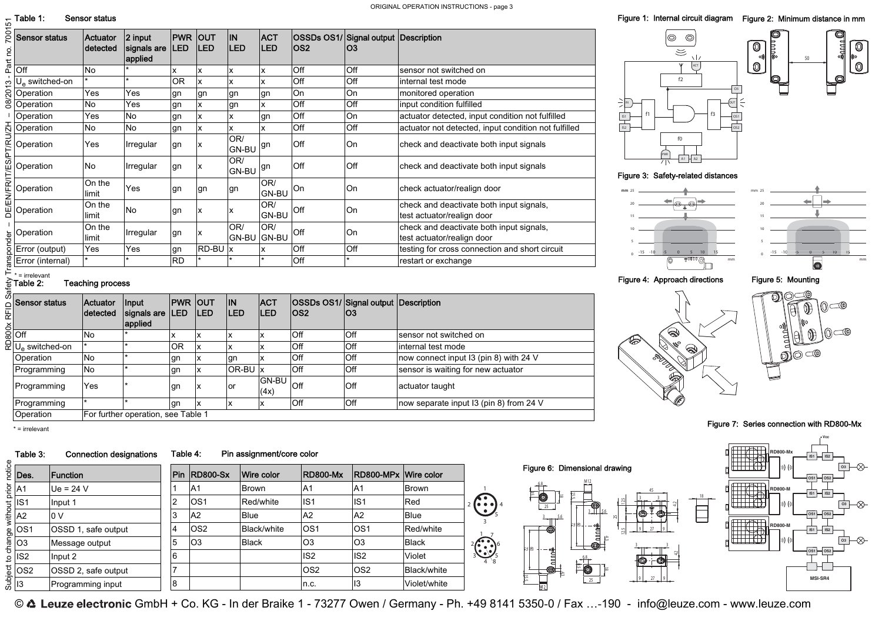## Table 1: Sensor status

| Sensor status | Actuator detected | 2 input signals are applied | PWR LED | OUT LED | IN LED | ACT LED | OSSDs OS1/ OS2 | Signal output O3 | Description |
|---|---|---|---|---|---|---|---|---|---|
| Off | No | * | x | x | x | x | Off | Off | sensor not switched on |
| $U_e$ switched-on | * | * | OR | x | x | x | Off | Off | internal test mode |
| Operation | Yes | Yes | gn | gn | gn | gn | On | On | monitored operation |
| Operation | No | Yes | gn | x | gn | x | Off | Off | input condition fulfilled |
| Operation | Yes | No | gn | x | x | gn | Off | On | actuator detected, input condition not fulfilled |
| Operation | No | No | gn | x | x | x | Off | Off | actuator not detected, input condition not fulfilled |
| Operation | Yes | Irregular | gn | x | OR/ GN-BU | gn | Off | On | check and deactivate both input signals |
| Operation | No | Irregular | gn | x | OR/ GN-BU | gn | Off | Off | check and deactivate both input signals |
| Operation | On the limit | Yes | gn | gn | gn | OR/ GN-BU | On | On | check actuator/realign door |
| Operation | On the limit | No | gn | x | x | OR/ GN-BU | Off | On | check and deactivate both input signals, test actuator/realign door |
| Operation | On the limit | Irregular | gn | x | OR/ GN-BU | OR/ GN-BU | Off | On | check and deactivate both input signals, test actuator/realign door |
| Error (output) | Yes | Yes | gn | RD-BU | x | x | Off | Off | testing for cross connection and short circuit |
| Error (internal) | * | * | RD | * | * | * | Off | * | restart or exchange |

\* = irrelevant

## Table 2: Teaching process

| Sensor status | Actuator detected | Input signals are applied | PWR LED | OUT LED | IN LED | ACT LED | OSSDs OS1/ OS2 | Signal output O3 | Description |
|---|---|---|---|---|---|---|---|---|---|
| Off | No | * | x | x | x | x | Off | Off | sensor not switched on |
| $U_e$ switched-on | * | * | OR | x | x | x | Off | Off | internal test mode |
| Operation | No | * | gn | x | gn | x | Off | Off | now connect input I3 (pin 8) with 24 V |
| Programming | No | * | gn | x | OR-BU | x | Off | Off | sensor is waiting for new actuator |
| Programming | Yes | * | gn | x | or | GN-BU (4x) | Off | Off | actuator taught |
| Programming | * | * | gn | x | x | x | Off | Off | now separate input I3 (pin 8) from 24 V |
| Operation | For further operation, see Table 1 | | | | | | | | |

\* = irrelevant

## Table 3: Connection designations

| Des. | Function |
|---|---|
| A1 | Ue = 24 V |
| IS1 | Input 1 |
| A2 | 0 V |
| OS1 | OSSD 1, safe output |
| O3 | Message output |
| IS2 | Input 2 |
| OS2 | OSSD 2, safe output |
| I3 | Programming input |

## Table 4: Pin assignment/core color

| Pin | RD800-Sx | Wire color | RD800-Mx | RD800-MPx | Wire color |
|---|---|---|---|---|---|
| 1 | A1 | Brown | A1 | A1 | Brown |
| 2 | OS1 | Red/white | IS1 | IS1 | Red |
| 3 | A2 | Blue | A2 | A2 | Blue |
| 4 | OS2 | Black/white | OS1 | OS1 | Red/white |
| 5 | O3 | Black | O3 | O3 | Black |
| 6 | | | IS2 | IS2 | Violet |
| 7 | | | OS2 | OS2 | Black/white |
| 8 | | | n.c. | I3 | Violet/white |

Figure 1: Internal circuit diagram

Figure 2: Minimum distance in mm

Figure 3: Safety-related distances

Figure 4: Approach directions

Figure 5: Mounting

Figure 6: Dimensional drawing

Figure 7: Series connection with RD800-Mx